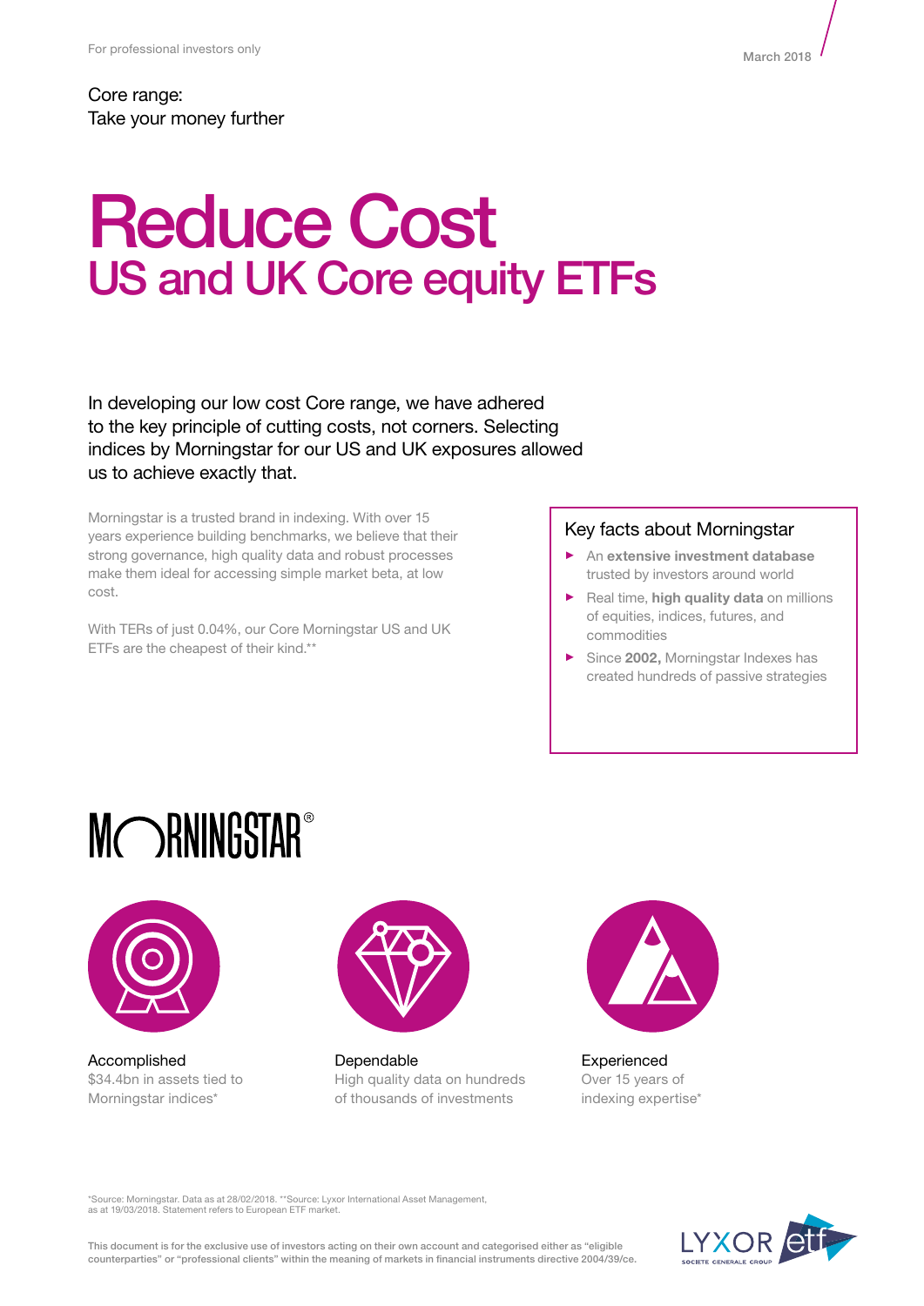For professional investors only

March 2018

Core range:
Take your money further

# Reduce Cost
## US and UK Core equity ETFs

In developing our low cost Core range, we have adhered to the key principle of cutting costs, not corners. Selecting indices by Morningstar for our US and UK exposures allowed us to achieve exactly that.

Morningstar is a trusted brand in indexing. With over 15 years experience building benchmarks, we believe that their strong governance, high quality data and robust processes make them ideal for accessing simple market beta, at low cost.

With TERs of just 0.04%, our Core Morningstar US and UK ETFs are the cheapest of their kind.**

### Key facts about Morningstar

- An **extensive investment database** trusted by investors around world
- Real time, **high quality data** on millions of equities, indices, futures, and commodities
- Since **2002,** Morningstar Indexes has created hundreds of passive strategies

MORNINGSTAR®

**Accomplished**
$34.4bn in assets tied to Morningstar indices*

**Dependable**
High quality data on hundreds of thousands of investments

**Experienced**
Over 15 years of indexing expertise*

*Source: Morningstar. Data as at 28/02/2018. **Source: Lyxor International Asset Management, as at 19/03/2018. Statement refers to European ETF market.

This document is for the exclusive use of investors acting on their own account and categorised either as "eligible counterparties" or "professional clients" within the meaning of markets in financial instruments directive 2004/39/ce.

LYXOR etf SOCIETE GENERALE GROUP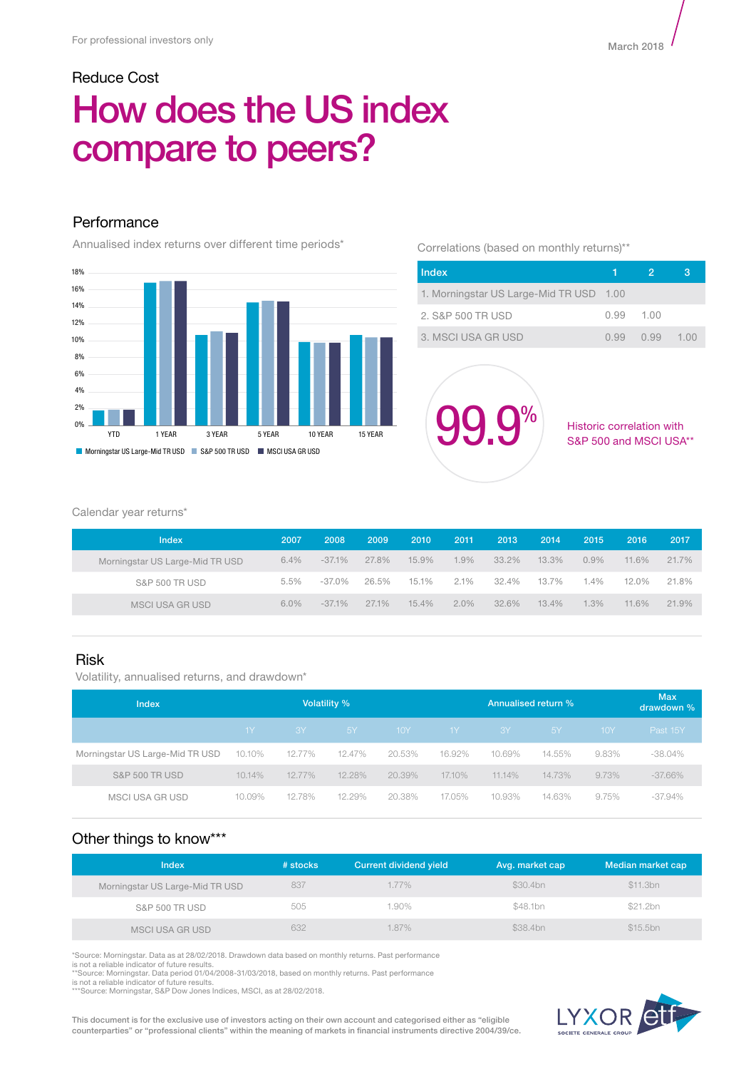For professional investors only

March 2018

Reduce Cost

# How does the US index compare to peers?

## Performance

Annualised index returns over different time periods*

Morningstar US Large-Mid TR USD | S&P 500 TR USD | MSCI USA GR USD

Correlations (based on monthly returns)**

| Index | 1 | 2 | 3 |
|---|---|---|---|
| 1. Morningstar US Large-Mid TR USD | 1.00 | | |
| 2. S&P 500 TR USD | 0.99 | 1.00 | |
| 3. MSCI USA GR USD | 0.99 | 0.99 | 1.00 |

99.9%

Historic correlation with S&P 500 and MSCI USA**

Calendar year returns*

| Index | 2007 | 2008 | 2009 | 2010 | 2011 | 2013 | 2014 | 2015 | 2016 | 2017 |
|---|---|---|---|---|---|---|---|---|---|---|
| Morningstar US Large-Mid TR USD | 6.4% | -37.1% | 27.8% | 15.9% | 1.9% | 33.2% | 13.3% | 0.9% | 11.6% | 21.7% |
| S&P 500 TR USD | 5.5% | -37.0% | 26.5% | 15.1% | 2.1% | 32.4% | 13.7% | 1.4% | 12.0% | 21.8% |
| MSCI USA GR USD | 6.0% | -37.1% | 27.1% | 15.4% | 2.0% | 32.6% | 13.4% | 1.3% | 11.6% | 21.9% |

## Risk

Volatility, annualised returns, and drawdown*

| Index | Volatility % | | | | Annualised return % | | | | Max drawdown % |
|---|---|---|---|---|---|---|---|---|---|
| | 1Y | 3Y | 5Y | 10Y | 1Y | 3Y | 5Y | 10Y | Past 15Y |
| Morningstar US Large-Mid TR USD | 10.10% | 12.77% | 12.47% | 20.53% | 16.92% | 10.69% | 14.55% | 9.83% | -38.04% |
| S&P 500 TR USD | 10.14% | 12.77% | 12.28% | 20.39% | 17.10% | 11.14% | 14.73% | 9.73% | -37.66% |
| MSCI USA GR USD | 10.09% | 12.78% | 12.29% | 20.38% | 17.05% | 10.93% | 14.63% | 9.75% | -37.94% |

## Other things to know***

| Index | # stocks | Current dividend yield | Avg. market cap | Median market cap |
|---|---|---|---|---|
| Morningstar US Large-Mid TR USD | 837 | 1.77% | $30.4bn | $11.3bn |
| S&P 500 TR USD | 505 | 1.90% | $48.1bn | $21.2bn |
| MSCI USA GR USD | 632 | 1.87% | $38.4bn | $15.5bn |

*Source: Morningstar. Data as at 28/02/2018. Drawdown data based on monthly returns. Past performance is not a reliable indicator of future results.
**Source: Morningstar. Data period 01/04/2008-31/03/2018, based on monthly returns. Past performance is not a reliable indicator of future results.
***Source: Morningstar, S&P Dow Jones Indices, MSCI, as at 28/02/2018.

This document is for the exclusive use of investors acting on their own account and categorised either as "eligible counterparties" or "professional clients" within the meaning of markets in financial instruments directive 2004/39/ce.

LYXOR etf SOCIETE GENERALE GROUP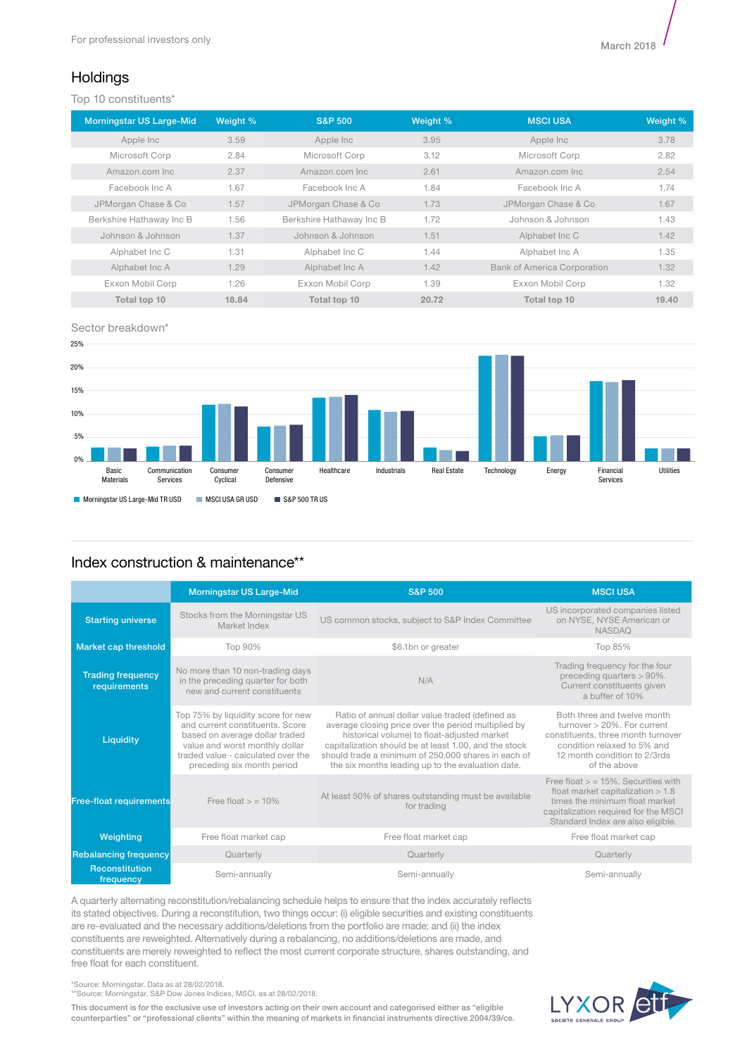For professional investors only

March 2018

## Holdings

### Top 10 constituents*

| Morningstar US Large-Mid | Weight % | S&P 500 | Weight % | MSCI USA | Weight % |
|---|---|---|---|---|---|
| Apple Inc | 3.59 | Apple Inc | 3.95 | Apple Inc | 3.78 |
| Microsoft Corp | 2.84 | Microsoft Corp | 3.12 | Microsoft Corp | 2.82 |
| Amazon.com Inc | 2.37 | Amazon.com Inc | 2.61 | Amazon.com Inc | 2.54 |
| Facebook Inc A | 1.67 | Facebook Inc A | 1.84 | Facebook Inc A | 1.74 |
| JPMorgan Chase & Co | 1.57 | JPMorgan Chase & Co | 1.73 | JPMorgan Chase & Co | 1.67 |
| Berkshire Hathaway Inc B | 1.56 | Berkshire Hathaway Inc B | 1.72 | Johnson & Johnson | 1.43 |
| Johnson & Johnson | 1.37 | Johnson & Johnson | 1.51 | Alphabet Inc C | 1.42 |
| Alphabet Inc C | 1.31 | Alphabet Inc C | 1.44 | Alphabet Inc A | 1.35 |
| Alphabet Inc A | 1.29 | Alphabet Inc A | 1.42 | Bank of America Corporation | 1.32 |
| Exxon Mobil Corp | 1.26 | Exxon Mobil Corp | 1.39 | Exxon Mobil Corp | 1.32 |
| **Total top 10** | **18.84** | **Total top 10** | **20.72** | **Total top 10** | **19.40** |

### Sector breakdown*

25%
20%
15%
10%
5%
0%

Basic Materials | Communication Services | Consumer Cyclical | Consumer Defensive | Healthcare | Industrials | Real Estate | Technology | Energy | Financial Services | Utilities

■ Morningstar US Large-Mid TR USD ■ MSCI USA GR USD ■ S&P 500 TR US

## Index construction & maintenance**

| | Morningstar US Large-Mid | S&P 500 | MSCI USA |
|---|---|---|---|
| **Starting universe** | Stocks from the Morningstar US Market Index | US common stocks, subject to S&P Index Committee | US incorporated companies listed on NYSE, NYSE American or NASDAQ |
| **Market cap threshold** | Top 90% | $6.1bn or greater | Top 85% |
| **Trading frequency requirements** | No more than 10 non-trading days in the preceding quarter for both new and current constituents | N/A | Trading frequency for the four preceding quarters > 90%. Current constituents given a buffer of 10% |
| **Liquidity** | Top 75% by liquidity score for new and current constituents. Score based on average dollar traded value and worst monthly dollar traded value - calculated over the preceding six month period | Ratio of annual dollar value traded (defined as average closing price over the period multiplied by historical volume) to float-adjusted market capitalization should be at least 1.00, and the stock should trade a minimum of 250,000 shares in each of the six months leading up to the evaluation date. | Both three and twelve month turnover > 20%. For current constituents, three month turnover condition relaxed to 5% and 12 month condition to 2/3rds of the above |
| **Free-float requirements** | Free float > = 10% | At least 50% of shares outstanding must be available for trading | Free float > = 15%. Securities with float market capitalization > 1.8 times the minimum float market capitalization required for the MSCI Standard Index are also eligible. |
| **Weighting** | Free float market cap | Free float market cap | Free float market cap |
| **Rebalancing frequency** | Quarterly | Quarterly | Quarterly |
| **Reconstitution frequency** | Semi-annually | Semi-annually | Semi-annually |

A quarterly alternating reconstitution/rebalancing schedule helps to ensure that the index accurately reflects its stated objectives. During a reconstitution, two things occur: (i) eligible securities and existing constituents are re-evaluated and the necessary additions/deletions from the portfolio are made; and (ii) the index constituents are reweighted. Alternatively during a rebalancing, no additions/deletions are made, and constituents are merely reweighted to reflect the most current corporate structure, shares outstanding, and free float for each constituent.

*Source: Morningstar. Data as at 28/02/2018.
**Source: Morningstar, S&P Dow Jones Indices, MSCI, as at 28/02/2018.

This document is for the exclusive use of investors acting on their own account and categorised either as "eligible counterparties" or "professional clients" within the meaning of markets in financial instruments directive 2004/39/ce.

LYXOR etf SOCIETE GENERALE GROUP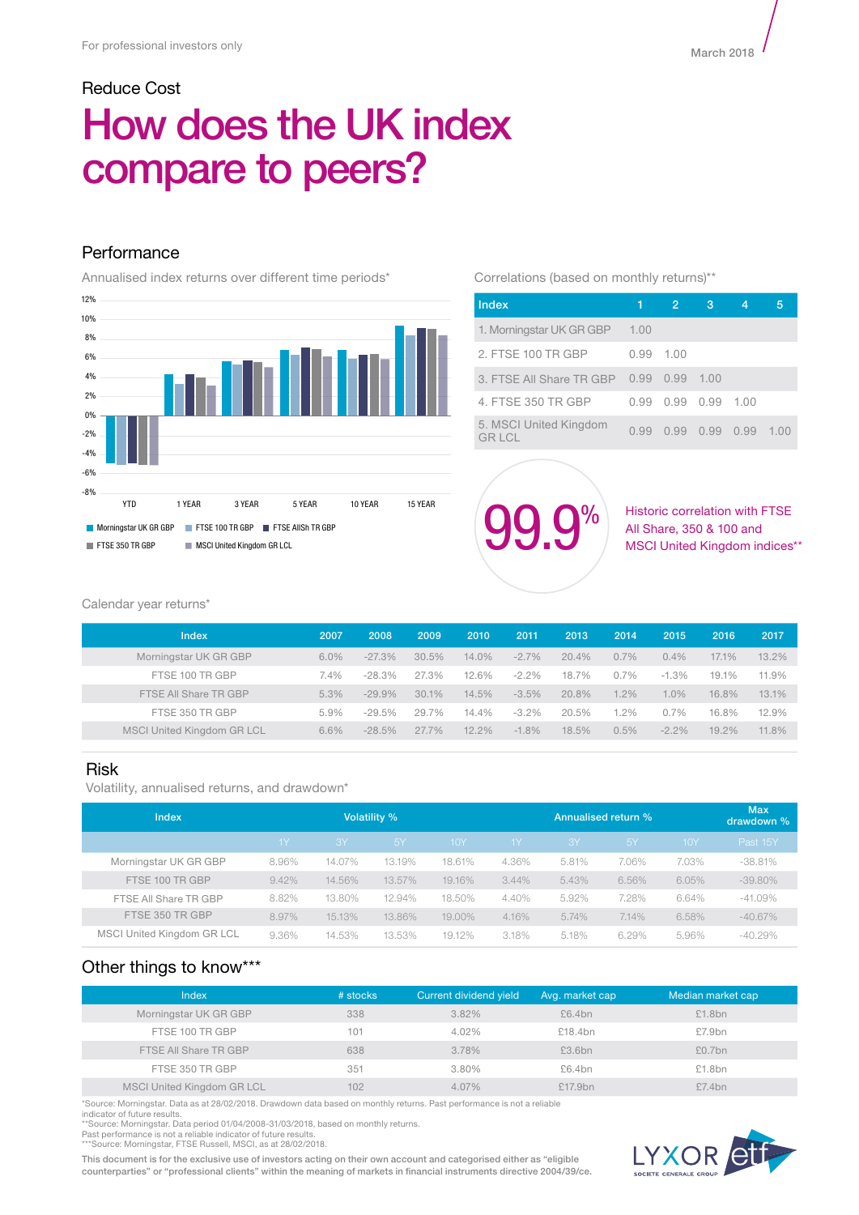For professional investors only

March 2018

Reduce Cost

# How does the UK index compare to peers?

## Performance

Annualised index returns over different time periods*

Correlations (based on monthly returns)**

| Index | 1 | 2 | 3 | 4 | 5 |
|---|---|---|---|---|---|
| 1. Morningstar UK GR GBP | 1.00 | | | | |
| 2. FTSE 100 TR GBP | 0.99 | 1.00 | | | |
| 3. FTSE All Share TR GBP | 0.99 | 0.99 | 1.00 | | |
| 4. FTSE 350 TR GBP | 0.99 | 0.99 | 0.99 | 1.00 | |
| 5. MSCI United Kingdom GR LCL | 0.99 | 0.99 | 0.99 | 0.99 | 1.00 |

99.9%

Historic correlation with FTSE All Share, 350 & 100 and MSCI United Kingdom indices**

Calendar year returns*

| Index | 2007 | 2008 | 2009 | 2010 | 2011 | 2013 | 2014 | 2015 | 2016 | 2017 |
|---|---|---|---|---|---|---|---|---|---|---|
| Morningstar UK GR GBP | 6.0% | -27.3% | 30.5% | 14.0% | -2.7% | 20.4% | 0.7% | 0.4% | 17.1% | 13.2% |
| FTSE 100 TR GBP | 7.4% | -28.3% | 27.3% | 12.6% | -2.2% | 18.7% | 0.7% | -1.3% | 19.1% | 11.9% |
| FTSE All Share TR GBP | 5.3% | -29.9% | 30.1% | 14.5% | -3.5% | 20.8% | 1.2% | 1.0% | 16.8% | 13.1% |
| FTSE 350 TR GBP | 5.9% | -29.5% | 29.7% | 14.4% | -3.2% | 20.5% | 1.2% | 0.7% | 16.8% | 12.9% |
| MSCI United Kingdom GR LCL | 6.6% | -28.5% | 27.7% | 12.2% | -1.8% | 18.5% | 0.5% | -2.2% | 19.2% | 11.8% |

## Risk

Volatility, annualised returns, and drawdown*

| Index | Volatility % | | | | Annualised return % | | | | Max drawdown % |
|---|---|---|---|---|---|---|---|---|---|
| | 1Y | 3Y | 5Y | 10Y | 1Y | 3Y | 5Y | 10Y | Past 15Y |
| Morningstar UK GR GBP | 8.96% | 14.07% | 13.19% | 18.61% | 4.36% | 5.81% | 7.06% | 7.03% | -38.81% |
| FTSE 100 TR GBP | 9.42% | 14.56% | 13.57% | 19.16% | 3.44% | 5.43% | 6.56% | 6.05% | -39.80% |
| FTSE All Share TR GBP | 8.82% | 13.80% | 12.94% | 18.50% | 4.40% | 5.92% | 7.28% | 6.64% | -41.09% |
| FTSE 350 TR GBP | 8.97% | 15.13% | 13.86% | 19.00% | 4.16% | 5.74% | 7.14% | 6.58% | -40.67% |
| MSCI United Kingdom GR LCL | 9.36% | 14.53% | 13.53% | 19.12% | 3.18% | 5.18% | 6.29% | 5.96% | -40.29% |

## Other things to know***

| Index | # stocks | Current dividend yield | Avg. market cap | Median market cap |
|---|---|---|---|---|
| Morningstar UK GR GBP | 338 | 3.82% | £6.4bn | £1.8bn |
| FTSE 100 TR GBP | 101 | 4.02% | £18.4bn | £7.9bn |
| FTSE All Share TR GBP | 638 | 3.78% | £3.6bn | £0.7bn |
| FTSE 350 TR GBP | 351 | 3.80% | £6.4bn | £1.8bn |
| MSCI United Kingdom GR LCL | 102 | 4.07% | £17.9bn | £7.4bn |

*Source: Morningstar. Data as at 28/02/2018. Drawdown data based on monthly returns. Past performance is not a reliable indicator of future results.
**Source: Morningstar. Data period 01/04/2008-31/03/2018, based on monthly returns.
Past performance is not a reliable indicator of future results.
***Source: Morningstar, FTSE Russell, MSCI, as at 28/02/2018.

This document is for the exclusive use of investors acting on their own account and categorised either as "eligible counterparties" or "professional clients" within the meaning of markets in financial instruments directive 2004/39/ce.

LYXOR etf SOCIETE GENERALE GROUP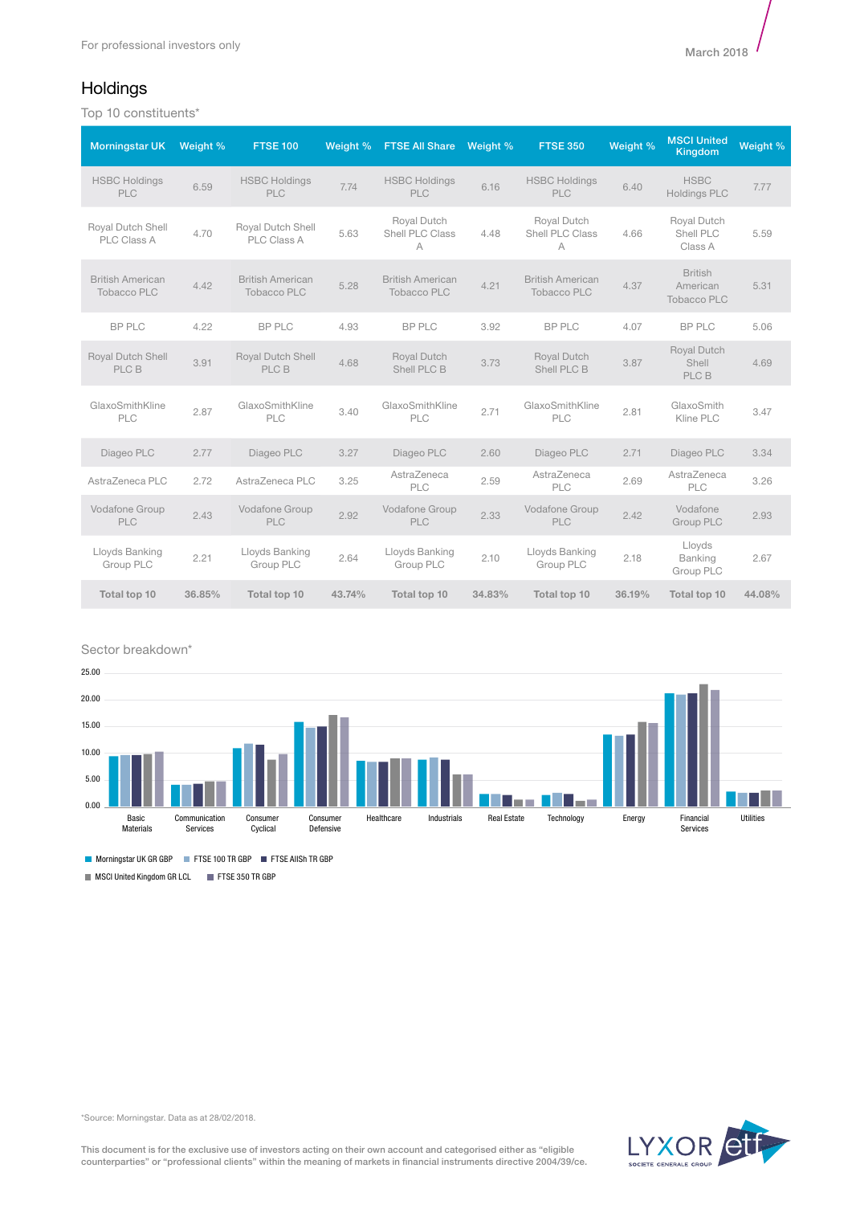For professional investors only

March 2018

## Holdings

Top 10 constituents*

| Morningstar UK | Weight % | FTSE 100 | Weight % | FTSE All Share | Weight % | FTSE 350 | Weight % | MSCI United Kingdom | Weight % |
|---|---|---|---|---|---|---|---|---|---|
| HSBC Holdings PLC | 6.59 | HSBC Holdings PLC | 7.74 | HSBC Holdings PLC | 6.16 | HSBC Holdings PLC | 6.40 | HSBC Holdings PLC | 7.77 |
| Royal Dutch Shell PLC Class A | 4.70 | Royal Dutch Shell PLC Class A | 5.63 | Royal Dutch Shell PLC Class A | 4.48 | Royal Dutch Shell PLC Class A | 4.66 | Royal Dutch Shell PLC Class A | 5.59 |
| British American Tobacco PLC | 4.42 | British American Tobacco PLC | 5.28 | British American Tobacco PLC | 4.21 | British American Tobacco PLC | 4.37 | British American Tobacco PLC | 5.31 |
| BP PLC | 4.22 | BP PLC | 4.93 | BP PLC | 3.92 | BP PLC | 4.07 | BP PLC | 5.06 |
| Royal Dutch Shell PLC B | 3.91 | Royal Dutch Shell PLC B | 4.68 | Royal Dutch Shell PLC B | 3.73 | Royal Dutch Shell PLC B | 3.87 | Royal Dutch Shell PLC B | 4.69 |
| GlaxoSmithKline PLC | 2.87 | GlaxoSmithKline PLC | 3.40 | GlaxoSmithKline PLC | 2.71 | GlaxoSmithKline PLC | 2.81 | GlaxoSmith Kline PLC | 3.47 |
| Diageo PLC | 2.77 | Diageo PLC | 3.27 | Diageo PLC | 2.60 | Diageo PLC | 2.71 | Diageo PLC | 3.34 |
| AstraZeneca PLC | 2.72 | AstraZeneca PLC | 3.25 | AstraZeneca PLC | 2.59 | AstraZeneca PLC | 2.69 | AstraZeneca PLC | 3.26 |
| Vodafone Group PLC | 2.43 | Vodafone Group PLC | 2.92 | Vodafone Group PLC | 2.33 | Vodafone Group PLC | 2.42 | Vodafone Group PLC | 2.93 |
| Lloyds Banking Group PLC | 2.21 | Lloyds Banking Group PLC | 2.64 | Lloyds Banking Group PLC | 2.10 | Lloyds Banking Group PLC | 2.18 | Lloyds Banking Group PLC | 2.67 |
| **Total top 10** | **36.85%** | **Total top 10** | **43.74%** | **Total top 10** | **34.83%** | **Total top 10** | **36.19%** | **Total top 10** | **44.08%** |

Sector breakdown*

25.00
20.00
15.00
10.00
5.00
0.00

Basic Materials | Communication Services | Consumer Cyclical | Consumer Defensive | Healthcare | Industrials | Real Estate | Technology | Energy | Financial Services | Utilities

■ Morningstar UK GR GBP ■ FTSE 100 TR GBP ■ FTSE AllSh TR GBP ■ MSCI United Kingdom GR LCL ■ FTSE 350 TR GBP

*Source: Morningstar. Data as at 28/02/2018.

This document is for the exclusive use of investors acting on their own account and categorised either as "eligible counterparties" or "professional clients" within the meaning of markets in financial instruments directive 2004/39/ce.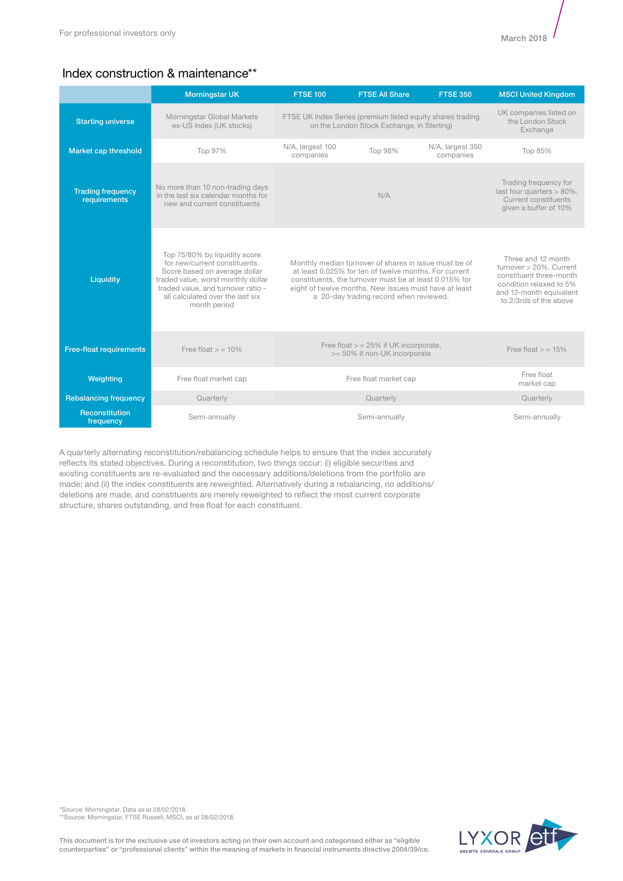## Index construction & maintenance**

| | Morningstar UK | FTSE 100 | FTSE All Share | FTSE 350 | MSCI United Kingdom |
|---|---|---|---|---|---|
| Starting universe | Morningstar Global Markets ex-US index (UK stocks) | FTSE UK Index Series (premium listed equity shares trading on the London Stock Exchange, in Sterling) | | | UK companies listed on the London Stock Exchange |
| Market cap threshold | Top 97% | N/A, largest 100 companies | Top 98% | N/A, largest 350 companies | Top 85% |
| Trading frequency requirements | No more than 10 non-trading days in the last six calendar months for new and current constituents | N/A | | | Trading frequency for last four quarters > 80%. Current constituents given a buffer of 10% |
| Liquidity | Top 75/80% by liquidity score for new/current constituents. Score based on average dollar traded value, worst monthly dollar traded value, and turnover ratio - all calculated over the last six month period | Monthly median turnover of shares in issue must be of at least 0.025% for ten of twelve months. For current constituents, the turnover must be at least 0.015% for eight of twelve months. New issues must have at least a 20-day trading record when reviewed. | | | Three and 12 month turnover > 20%. Current constituent three-month condition relaxed to 5% and 12-month equivalent to 2/3rds of the above |
| Free-float requirements | Free float > = 10% | Free float > = 25% if UK incorporate, >= 50% if non-UK incorporate | | | Free float > = 15% |
| Weighting | Free float market cap | Free float market cap | | | Free float market cap |
| Rebalancing frequency | Quarterly | Quarterly | | | Quarterly |
| Reconstitution frequency | Semi-annually | Semi-annually | | | Semi-annually |

A quarterly alternating reconstitution/rebalancing schedule helps to ensure that the index accurately reflects its stated objectives. During a reconstitution, two things occur: (i) eligible securities and existing constituents are re-evaluated and the necessary additions/deletions from the portfolio are made; and (ii) the index constituents are reweighted. Alternatively during a rebalancing, no additions/deletions are made, and constituents are merely reweighted to reflect the most current corporate structure, shares outstanding, and free float for each constituent.

*Source: Morningstar. Data as at 28/02/2018.
**Source: Morningstar, FTSE Russell, MSCI, as at 28/02/2018.

This document is for the exclusive use of investors acting on their own account and categorised either as "eligible counterparties" or "professional clients" within the meaning of markets in financial instruments directive 2004/39/ce.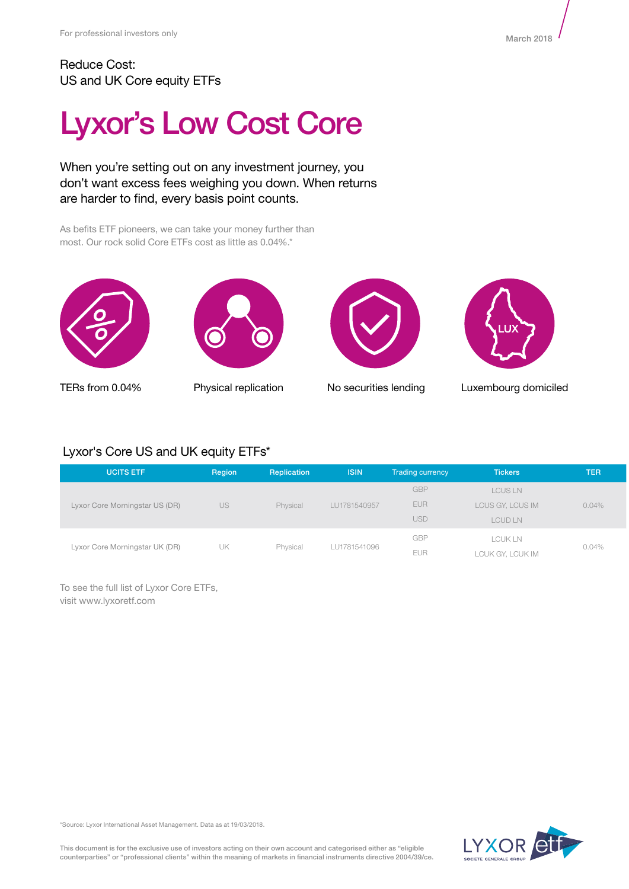For professional investors only

March 2018

Reduce Cost:
US and UK Core equity ETFs

# Lyxor's Low Cost Core

When you're setting out on any investment journey, you don't want excess fees weighing you down. When returns are harder to find, every basis point counts.

As befits ETF pioneers, we can take your money further than most. Our rock solid Core ETFs cost as little as 0.04%.*

TERs from 0.04%

Physical replication

No securities lending

Luxembourg domiciled

## Lyxor's Core US and UK equity ETFs*

| UCITS ETF | Region | Replication | ISIN | Trading currency | Tickers | TER |
|---|---|---|---|---|---|---|
| Lyxor Core Morningstar US (DR) | US | Physical | LU1781540957 | GBP<br>EUR<br>USD | LCUS LN<br>LCUS GY, LCUS IM<br>LCUD LN | 0.04% |
| Lyxor Core Morningstar UK (DR) | UK | Physical | LU1781541096 | GBP<br>EUR | LCUK LN<br>LCUK GY, LCUK IM | 0.04% |

To see the full list of Lyxor Core ETFs,
visit www.lyxoretf.com

*Source: Lyxor International Asset Management. Data as at 19/03/2018.

This document is for the exclusive use of investors acting on their own account and categorised either as "eligible counterparties" or "professional clients" within the meaning of markets in financial instruments directive 2004/39/ce.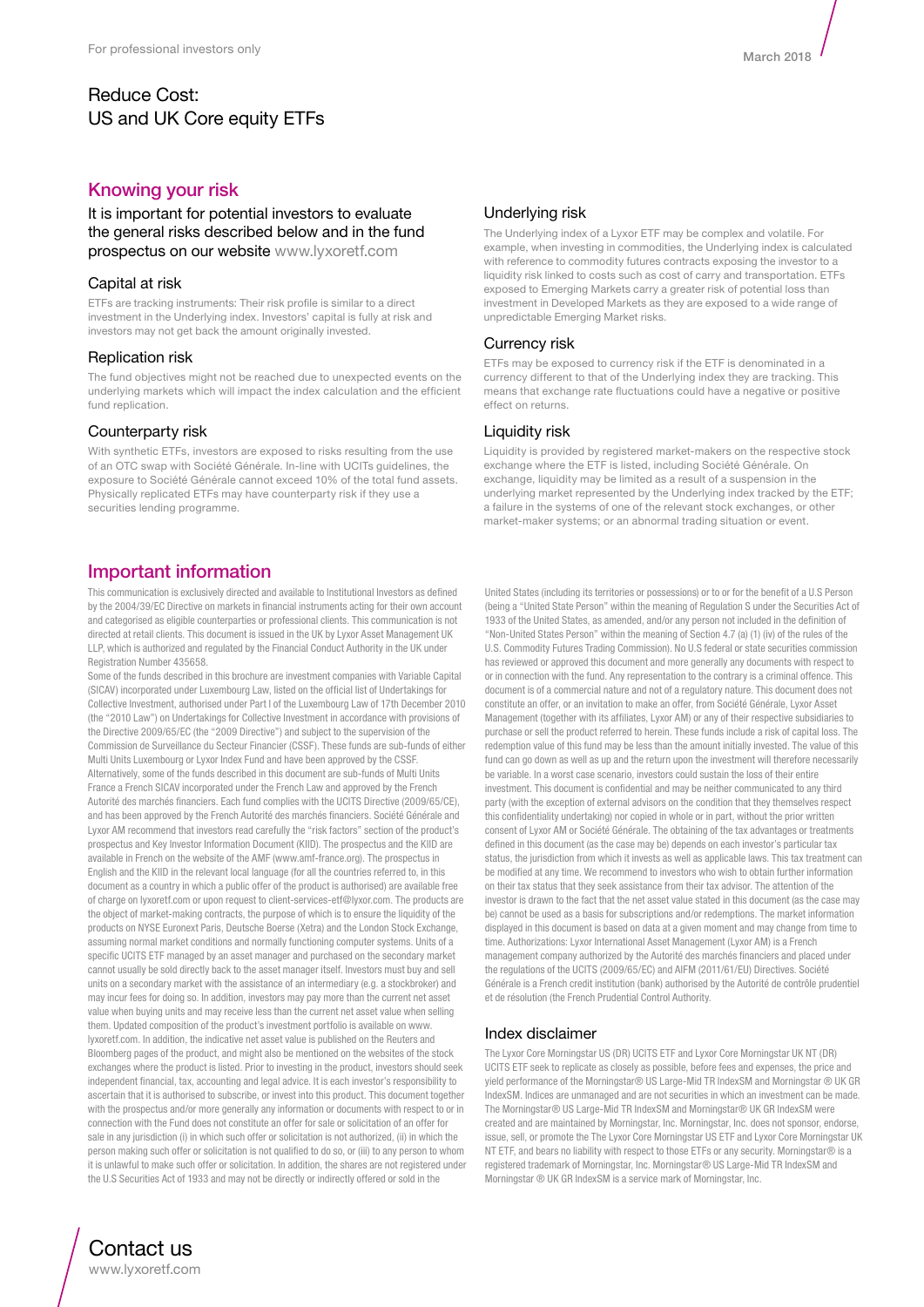For professional investors only

March 2018

# Reduce Cost: US and UK Core equity ETFs

## Knowing your risk

It is important for potential investors to evaluate the general risks described below and in the fund prospectus on our website www.lyxoretf.com

### Capital at risk

ETFs are tracking instruments: Their risk profile is similar to a direct investment in the Underlying index. Investors' capital is fully at risk and investors may not get back the amount originally invested.

### Replication risk

The fund objectives might not be reached due to unexpected events on the underlying markets which will impact the index calculation and the efficient fund replication.

### Counterparty risk

With synthetic ETFs, investors are exposed to risks resulting from the use of an OTC swap with Société Générale. In-line with UCITs guidelines, the exposure to Société Générale cannot exceed 10% of the total fund assets. Physically replicated ETFs may have counterparty risk if they use a securities lending programme.

### Underlying risk

The Underlying index of a Lyxor ETF may be complex and volatile. For example, when investing in commodities, the Underlying index is calculated with reference to commodity futures contracts exposing the investor to a liquidity risk linked to costs such as cost of carry and transportation. ETFs exposed to Emerging Markets carry a greater risk of potential loss than investment in Developed Markets as they are exposed to a wide range of unpredictable Emerging Market risks.

### Currency risk

ETFs may be exposed to currency risk if the ETF is denominated in a currency different to that of the Underlying index they are tracking. This means that exchange rate fluctuations could have a negative or positive effect on returns.

### Liquidity risk

Liquidity is provided by registered market-makers on the respective stock exchange where the ETF is listed, including Société Générale. On exchange, liquidity may be limited as a result of a suspension in the underlying market represented by the Underlying index tracked by the ETF; a failure in the systems of one of the relevant stock exchanges, or other market-maker systems; or an abnormal trading situation or event.

## Important information

This communication is exclusively directed and available to Institutional Investors as defined by the 2004/39/EC Directive on markets in financial instruments acting for their own account and categorised as eligible counterparties or professional clients. This communication is not directed at retail clients. This document is issued in the UK by Lyxor Asset Management UK LLP, which is authorized and regulated by the Financial Conduct Authority in the UK under Registration Number 435658.

Some of the funds described in this brochure are investment companies with Variable Capital (SICAV) incorporated under Luxembourg Law, listed on the official list of Undertakings for Collective Investment, authorised under Part I of the Luxembourg Law of 17th December 2010 (the "2010 Law") on Undertakings for Collective Investment in accordance with provisions of the Directive 2009/65/EC (the "2009 Directive") and subject to the supervision of the Commission de Surveillance du Secteur Financier (CSSF). These funds are sub-funds of either Multi Units Luxembourg or Lyxor Index Fund and have been approved by the CSSF. Alternatively, some of the funds described in this document are sub-funds of Multi Units France a French SICAV incorporated under the French Law and approved by the French Autorité des marchés financiers. Each fund complies with the UCITS Directive (2009/65/CE), and has been approved by the French Autorité des marchés financiers. Société Générale and Lyxor AM recommend that investors read carefully the "risk factors" section of the product's prospectus and Key Investor Information Document (KIID). The prospectus and the KIID are available in French on the website of the AMF (www.amf-france.org). The prospectus in English and the KIID in the relevant local language (for all the countries referred to, in this document as a country in which a public offer of the product is authorised) are available free of charge on lyxoretf.com or upon request to client-services-etf@lyxor.com. The products are the object of market-making contracts, the purpose of which is to ensure the liquidity of the products on NYSE Euronext Paris, Deutsche Boerse (Xetra) and the London Stock Exchange, assuming normal market conditions and normally functioning computer systems. Units of a specific UCITS ETF managed by an asset manager and purchased on the secondary market cannot usually be sold directly back to the asset manager itself. Investors must buy and sell units on a secondary market with the assistance of an intermediary (e.g. a stockbroker) and may incur fees for doing so. In addition, investors may pay more than the current net asset value when buying units and may receive less than the current net asset value when selling them. Updated composition of the product's investment portfolio is available on www.lyxoretf.com. In addition, the indicative net asset value is published on the Reuters and Bloomberg pages of the product, and might also be mentioned on the websites of the stock exchanges where the product is listed. Prior to investing in the product, investors should seek independent financial, tax, accounting and legal advice. It is each investor's responsibility to ascertain that it is authorised to subscribe, or invest into this product. This document together with the prospectus and/or more generally any information or documents with respect to or in connection with the Fund does not constitute an offer for sale or solicitation of an offer for sale in any jurisdiction (i) in which such offer or solicitation is not authorized, (ii) in which the person making such offer or solicitation is not qualified to do so, or (iii) to any person to whom it is unlawful to make such offer or solicitation. In addition, the shares are not registered under the U.S Securities Act of 1933 and may not be directly or indirectly offered or sold in the United States (including its territories or possessions) or to or for the benefit of a U.S Person (being a "United State Person" within the meaning of Regulation S under the Securities Act of 1933 of the United States, as amended, and/or any person not included in the definition of "Non-United States Person" within the meaning of Section 4.7 (a) (1) (iv) of the rules of the U.S. Commodity Futures Trading Commission). No U.S federal or state securities commission has reviewed or approved this document and more generally any documents with respect to or in connection with the fund. Any representation to the contrary is a criminal offence. This document is of a commercial nature and not of a regulatory nature. This document does not constitute an offer, or an invitation to make an offer, from Société Générale, Lyxor Asset Management (together with its affiliates, Lyxor AM) or any of their respective subsidiaries to purchase or sell the product referred to herein. These funds include a risk of capital loss. The redemption value of this fund may be less than the amount initially invested. The value of this fund can go down as well as up and the return upon the investment will therefore necessarily be variable. In a worst case scenario, investors could sustain the loss of their entire investment. This document is confidential and may be neither communicated to any third party (with the exception of external advisors on the condition that they themselves respect this confidentiality undertaking) nor copied in whole or in part, without the prior written consent of Lyxor AM or Société Générale. The obtaining of the tax advantages or treatments defined in this document (as the case may be) depends on each investor's particular tax status, the jurisdiction from which it invests as well as applicable laws. This tax treatment can be modified at any time. We recommend to investors who wish to obtain further information on their tax status that they seek assistance from their tax advisor. The attention of the investor is drawn to the fact that the net asset value stated in this document (as the case may be) cannot be used as a basis for subscriptions and/or redemptions. The market information displayed in this document is based on data at a given moment and may change from time to time. Authorizations: Lyxor International Asset Management (Lyxor AM) is a French management company authorized by the Autorité des marchés financiers and placed under the regulations of the UCITS (2009/65/EC) and AIFM (2011/61/EU) Directives. Société Générale is a French credit institution (bank) authorised by the Autorité de contrôle prudentiel et de résolution (the French Prudential Control Authority.

### Index disclaimer

The Lyxor Core Morningstar US (DR) UCITS ETF and Lyxor Core Morningstar UK NT (DR) UCITS ETF seek to replicate as closely as possible, before fees and expenses, the price and yield performance of the Morningstar® US Large-Mid TR IndexSM and Morningstar ® UK GR IndexSM. Indices are unmanaged and are not securities in which an investment can be made. The Morningstar® US Large-Mid TR IndexSM and Morningstar® UK GR IndexSM were created and are maintained by Morningstar, Inc. Morningstar, Inc. does not sponsor, endorse, issue, sell, or promote the The Lyxor Core Morningstar US ETF and Lyxor Core Morningstar UK NT ETF, and bears no liability with respect to those ETFs or any security. Morningstar® is a registered trademark of Morningstar, Inc. Morningstar® US Large-Mid TR IndexSM and Morningstar ® UK GR IndexSM is a service mark of Morningstar, Inc.

## Contact us

www.lyxoretf.com